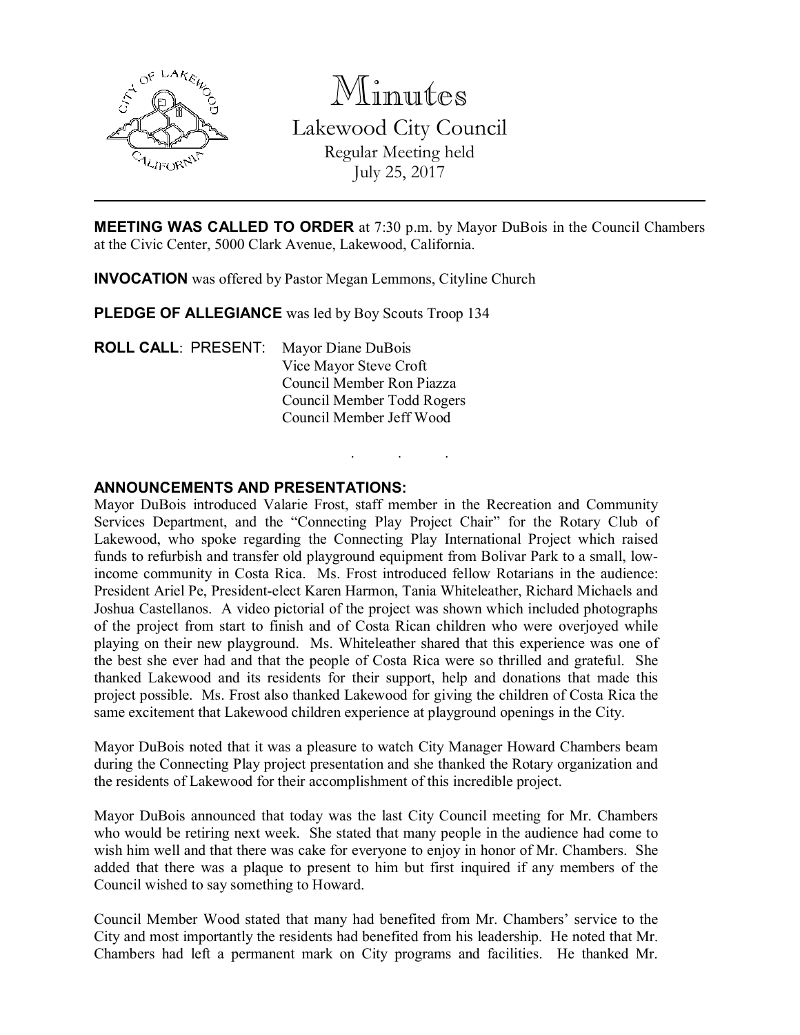# Minutes

## Lakewood City Council

Regular Meeting held
July 25, 2017

---

**MEETING WAS CALLED TO ORDER** at 7:30 p.m. by Mayor DuBois in the Council Chambers at the Civic Center, 5000 Clark Avenue, Lakewood, California.

**INVOCATION** was offered by Pastor Megan Lemmons, Cityline Church

**PLEDGE OF ALLEGIANCE** was led by Boy Scouts Troop 134

**ROLL CALL**: PRESENT:
Mayor Diane DuBois
Vice Mayor Steve Croft
Council Member Ron Piazza
Council Member Todd Rogers
Council Member Jeff Wood

. . .

**ANNOUNCEMENTS AND PRESENTATIONS:**

Mayor DuBois introduced Valarie Frost, staff member in the Recreation and Community Services Department, and the "Connecting Play Project Chair" for the Rotary Club of Lakewood, who spoke regarding the Connecting Play International Project which raised funds to refurbish and transfer old playground equipment from Bolivar Park to a small, low-income community in Costa Rica. Ms. Frost introduced fellow Rotarians in the audience: President Ariel Pe, President-elect Karen Harmon, Tania Whiteleather, Richard Michaels and Joshua Castellanos. A video pictorial of the project was shown which included photographs of the project from start to finish and of Costa Rican children who were overjoyed while playing on their new playground. Ms. Whiteleather shared that this experience was one of the best she ever had and that the people of Costa Rica were so thrilled and grateful. She thanked Lakewood and its residents for their support, help and donations that made this project possible. Ms. Frost also thanked Lakewood for giving the children of Costa Rica the same excitement that Lakewood children experience at playground openings in the City.

Mayor DuBois noted that it was a pleasure to watch City Manager Howard Chambers beam during the Connecting Play project presentation and she thanked the Rotary organization and the residents of Lakewood for their accomplishment of this incredible project.

Mayor DuBois announced that today was the last City Council meeting for Mr. Chambers who would be retiring next week. She stated that many people in the audience had come to wish him well and that there was cake for everyone to enjoy in honor of Mr. Chambers. She added that there was a plaque to present to him but first inquired if any members of the Council wished to say something to Howard.

Council Member Wood stated that many had benefited from Mr. Chambers' service to the City and most importantly the residents had benefited from his leadership. He noted that Mr. Chambers had left a permanent mark on City programs and facilities. He thanked Mr.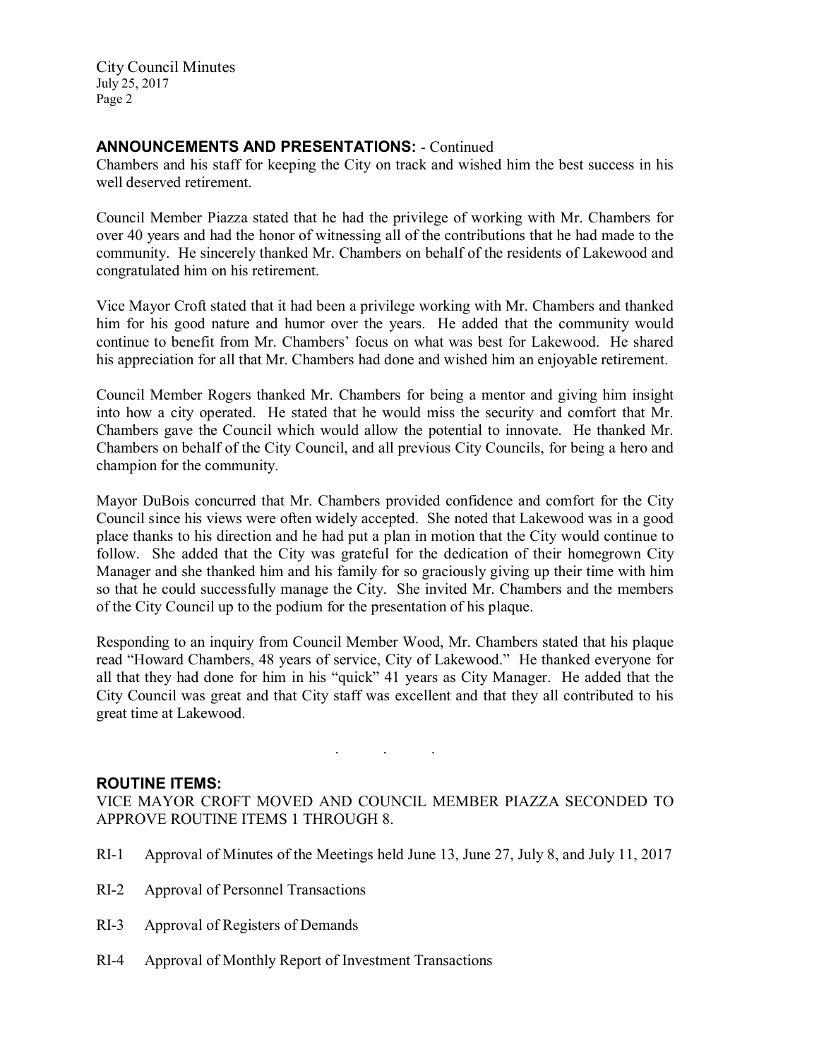## ANNOUNCEMENTS AND PRESENTATIONS: - Continued

Chambers and his staff for keeping the City on track and wished him the best success in his well deserved retirement.

Council Member Piazza stated that he had the privilege of working with Mr. Chambers for over 40 years and had the honor of witnessing all of the contributions that he had made to the community. He sincerely thanked Mr. Chambers on behalf of the residents of Lakewood and congratulated him on his retirement.

Vice Mayor Croft stated that it had been a privilege working with Mr. Chambers and thanked him for his good nature and humor over the years. He added that the community would continue to benefit from Mr. Chambers' focus on what was best for Lakewood. He shared his appreciation for all that Mr. Chambers had done and wished him an enjoyable retirement.

Council Member Rogers thanked Mr. Chambers for being a mentor and giving him insight into how a city operated. He stated that he would miss the security and comfort that Mr. Chambers gave the Council which would allow the potential to innovate. He thanked Mr. Chambers on behalf of the City Council, and all previous City Councils, for being a hero and champion for the community.

Mayor DuBois concurred that Mr. Chambers provided confidence and comfort for the City Council since his views were often widely accepted. She noted that Lakewood was in a good place thanks to his direction and he had put a plan in motion that the City would continue to follow. She added that the City was grateful for the dedication of their homegrown City Manager and she thanked him and his family for so graciously giving up their time with him so that he could successfully manage the City. She invited Mr. Chambers and the members of the City Council up to the podium for the presentation of his plaque.

Responding to an inquiry from Council Member Wood, Mr. Chambers stated that his plaque read "Howard Chambers, 48 years of service, City of Lakewood." He thanked everyone for all that they had done for him in his "quick" 41 years as City Manager. He added that the City Council was great and that City staff was excellent and that they all contributed to his great time at Lakewood.

. . .

## ROUTINE ITEMS:

VICE MAYOR CROFT MOVED AND COUNCIL MEMBER PIAZZA SECONDED TO APPROVE ROUTINE ITEMS 1 THROUGH 8.

RI-1 Approval of Minutes of the Meetings held June 13, June 27, July 8, and July 11, 2017

RI-2 Approval of Personnel Transactions

RI-3 Approval of Registers of Demands

RI-4 Approval of Monthly Report of Investment Transactions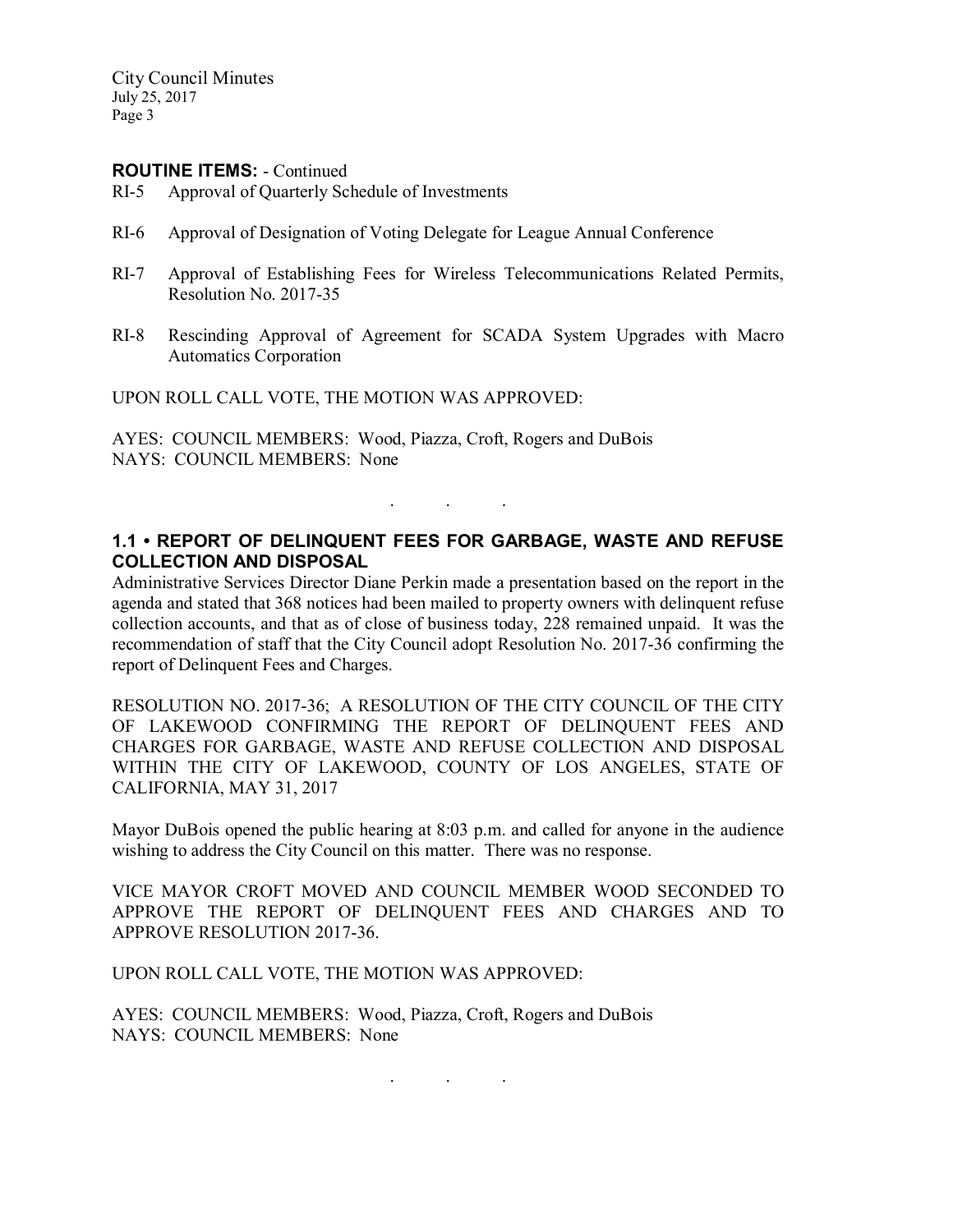**ROUTINE ITEMS:** - Continued

RI-5 Approval of Quarterly Schedule of Investments

RI-6 Approval of Designation of Voting Delegate for League Annual Conference

RI-7 Approval of Establishing Fees for Wireless Telecommunications Related Permits, Resolution No. 2017-35

RI-8 Rescinding Approval of Agreement for SCADA System Upgrades with Macro Automatics Corporation

UPON ROLL CALL VOTE, THE MOTION WAS APPROVED:

AYES: COUNCIL MEMBERS: Wood, Piazza, Croft, Rogers and DuBois
NAYS: COUNCIL MEMBERS: None

. . .

### 1.1 • REPORT OF DELINQUENT FEES FOR GARBAGE, WASTE AND REFUSE COLLECTION AND DISPOSAL

Administrative Services Director Diane Perkin made a presentation based on the report in the agenda and stated that 368 notices had been mailed to property owners with delinquent refuse collection accounts, and that as of close of business today, 228 remained unpaid. It was the recommendation of staff that the City Council adopt Resolution No. 2017-36 confirming the report of Delinquent Fees and Charges.

RESOLUTION NO. 2017-36; A RESOLUTION OF THE CITY COUNCIL OF THE CITY OF LAKEWOOD CONFIRMING THE REPORT OF DELINQUENT FEES AND CHARGES FOR GARBAGE, WASTE AND REFUSE COLLECTION AND DISPOSAL WITHIN THE CITY OF LAKEWOOD, COUNTY OF LOS ANGELES, STATE OF CALIFORNIA, MAY 31, 2017

Mayor DuBois opened the public hearing at 8:03 p.m. and called for anyone in the audience wishing to address the City Council on this matter. There was no response.

VICE MAYOR CROFT MOVED AND COUNCIL MEMBER WOOD SECONDED TO APPROVE THE REPORT OF DELINQUENT FEES AND CHARGES AND TO APPROVE RESOLUTION 2017-36.

UPON ROLL CALL VOTE, THE MOTION WAS APPROVED:

AYES: COUNCIL MEMBERS: Wood, Piazza, Croft, Rogers and DuBois
NAYS: COUNCIL MEMBERS: None

. . .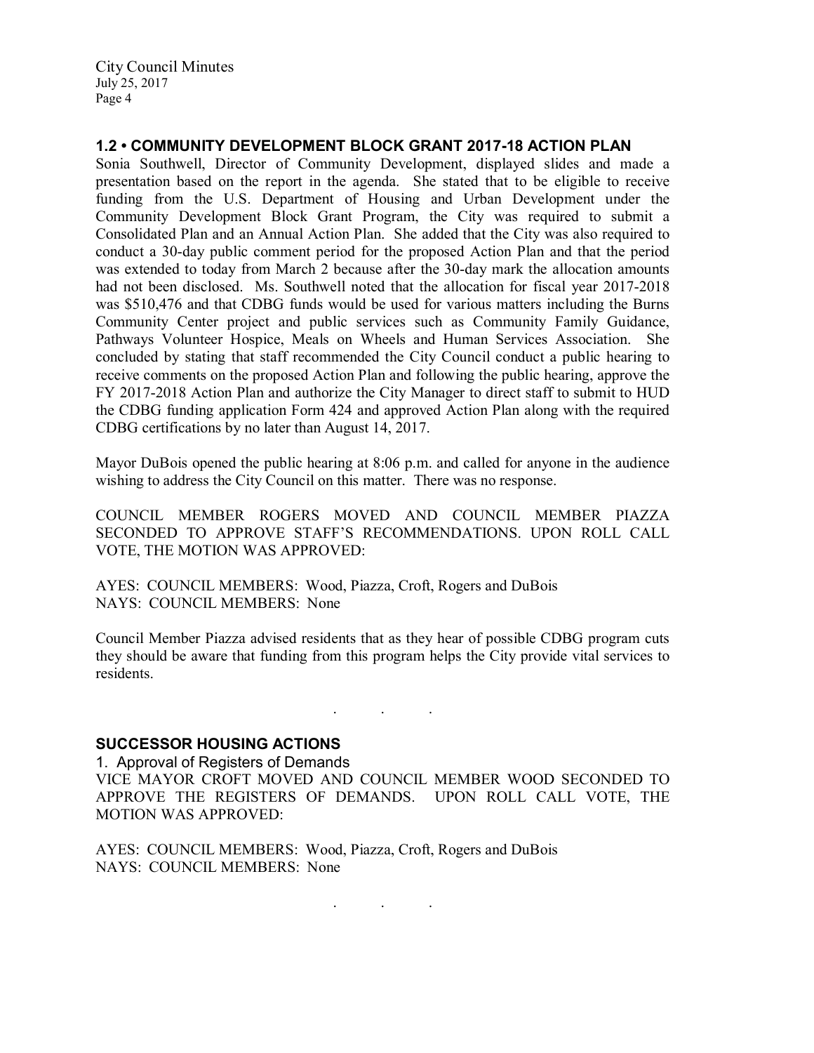### 1.2 • COMMUNITY DEVELOPMENT BLOCK GRANT 2017-18 ACTION PLAN

Sonia Southwell, Director of Community Development, displayed slides and made a presentation based on the report in the agenda. She stated that to be eligible to receive funding from the U.S. Department of Housing and Urban Development under the Community Development Block Grant Program, the City was required to submit a Consolidated Plan and an Annual Action Plan. She added that the City was also required to conduct a 30-day public comment period for the proposed Action Plan and that the period was extended to today from March 2 because after the 30-day mark the allocation amounts had not been disclosed. Ms. Southwell noted that the allocation for fiscal year 2017-2018 was $510,476 and that CDBG funds would be used for various matters including the Burns Community Center project and public services such as Community Family Guidance, Pathways Volunteer Hospice, Meals on Wheels and Human Services Association. She concluded by stating that staff recommended the City Council conduct a public hearing to receive comments on the proposed Action Plan and following the public hearing, approve the FY 2017-2018 Action Plan and authorize the City Manager to direct staff to submit to HUD the CDBG funding application Form 424 and approved Action Plan along with the required CDBG certifications by no later than August 14, 2017.

Mayor DuBois opened the public hearing at 8:06 p.m. and called for anyone in the audience wishing to address the City Council on this matter. There was no response.

COUNCIL MEMBER ROGERS MOVED AND COUNCIL MEMBER PIAZZA SECONDED TO APPROVE STAFF'S RECOMMENDATIONS. UPON ROLL CALL VOTE, THE MOTION WAS APPROVED:

AYES: COUNCIL MEMBERS: Wood, Piazza, Croft, Rogers and DuBois
NAYS: COUNCIL MEMBERS: None

Council Member Piazza advised residents that as they hear of possible CDBG program cuts they should be aware that funding from this program helps the City provide vital services to residents.

. . .

### SUCCESSOR HOUSING ACTIONS

1. Approval of Registers of Demands

VICE MAYOR CROFT MOVED AND COUNCIL MEMBER WOOD SECONDED TO APPROVE THE REGISTERS OF DEMANDS. UPON ROLL CALL VOTE, THE MOTION WAS APPROVED:

AYES: COUNCIL MEMBERS: Wood, Piazza, Croft, Rogers and DuBois
NAYS: COUNCIL MEMBERS: None

. . .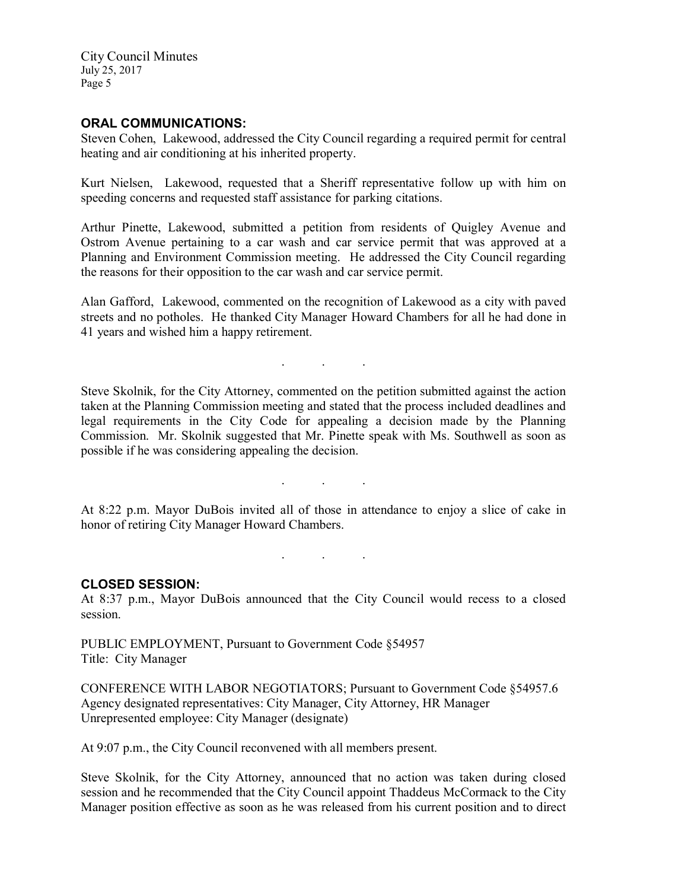## ORAL COMMUNICATIONS:

Steven Cohen, Lakewood, addressed the City Council regarding a required permit for central heating and air conditioning at his inherited property.

Kurt Nielsen, Lakewood, requested that a Sheriff representative follow up with him on speeding concerns and requested staff assistance for parking citations.

Arthur Pinette, Lakewood, submitted a petition from residents of Quigley Avenue and Ostrom Avenue pertaining to a car wash and car service permit that was approved at a Planning and Environment Commission meeting. He addressed the City Council regarding the reasons for their opposition to the car wash and car service permit.

Alan Gafford, Lakewood, commented on the recognition of Lakewood as a city with paved streets and no potholes. He thanked City Manager Howard Chambers for all he had done in 41 years and wished him a happy retirement.

. . .

Steve Skolnik, for the City Attorney, commented on the petition submitted against the action taken at the Planning Commission meeting and stated that the process included deadlines and legal requirements in the City Code for appealing a decision made by the Planning Commission. Mr. Skolnik suggested that Mr. Pinette speak with Ms. Southwell as soon as possible if he was considering appealing the decision.

. . .

At 8:22 p.m. Mayor DuBois invited all of those in attendance to enjoy a slice of cake in honor of retiring City Manager Howard Chambers.

. . .

## CLOSED SESSION:

At 8:37 p.m., Mayor DuBois announced that the City Council would recess to a closed session.

PUBLIC EMPLOYMENT, Pursuant to Government Code §54957
Title: City Manager

CONFERENCE WITH LABOR NEGOTIATORS; Pursuant to Government Code §54957.6
Agency designated representatives: City Manager, City Attorney, HR Manager
Unrepresented employee: City Manager (designate)

At 9:07 p.m., the City Council reconvened with all members present.

Steve Skolnik, for the City Attorney, announced that no action was taken during closed session and he recommended that the City Council appoint Thaddeus McCormack to the City Manager position effective as soon as he was released from his current position and to direct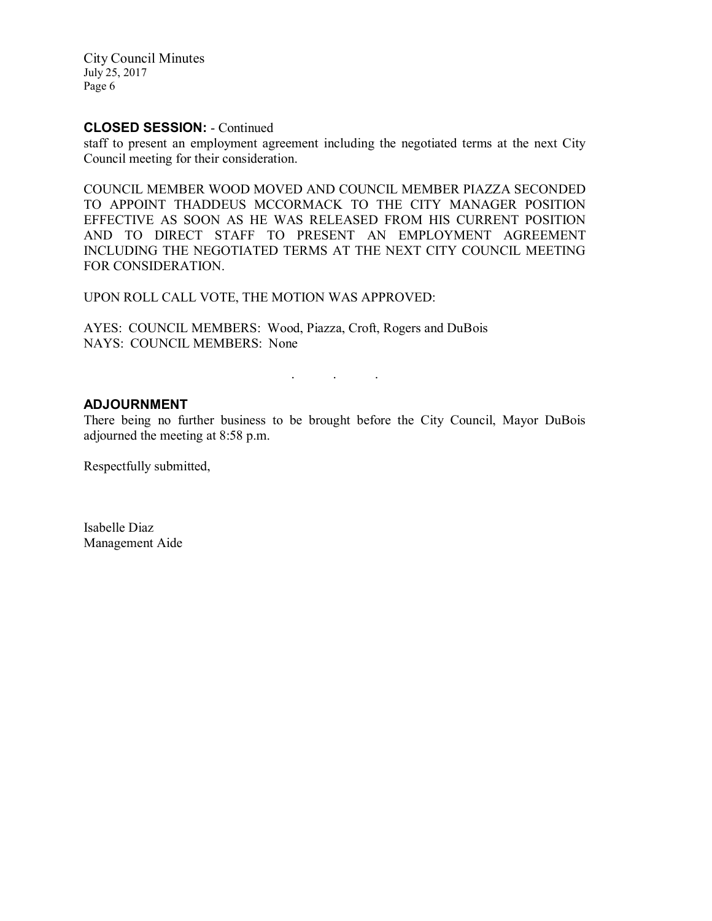## CLOSED SESSION: - Continued

staff to present an employment agreement including the negotiated terms at the next City Council meeting for their consideration.

COUNCIL MEMBER WOOD MOVED AND COUNCIL MEMBER PIAZZA SECONDED TO APPOINT THADDEUS MCCORMACK TO THE CITY MANAGER POSITION EFFECTIVE AS SOON AS HE WAS RELEASED FROM HIS CURRENT POSITION AND TO DIRECT STAFF TO PRESENT AN EMPLOYMENT AGREEMENT INCLUDING THE NEGOTIATED TERMS AT THE NEXT CITY COUNCIL MEETING FOR CONSIDERATION.

UPON ROLL CALL VOTE, THE MOTION WAS APPROVED:

AYES: COUNCIL MEMBERS: Wood, Piazza, Croft, Rogers and DuBois
NAYS: COUNCIL MEMBERS: None

. . .

## ADJOURNMENT

There being no further business to be brought before the City Council, Mayor DuBois adjourned the meeting at 8:58 p.m.

Respectfully submitted,

Isabelle Diaz
Management Aide